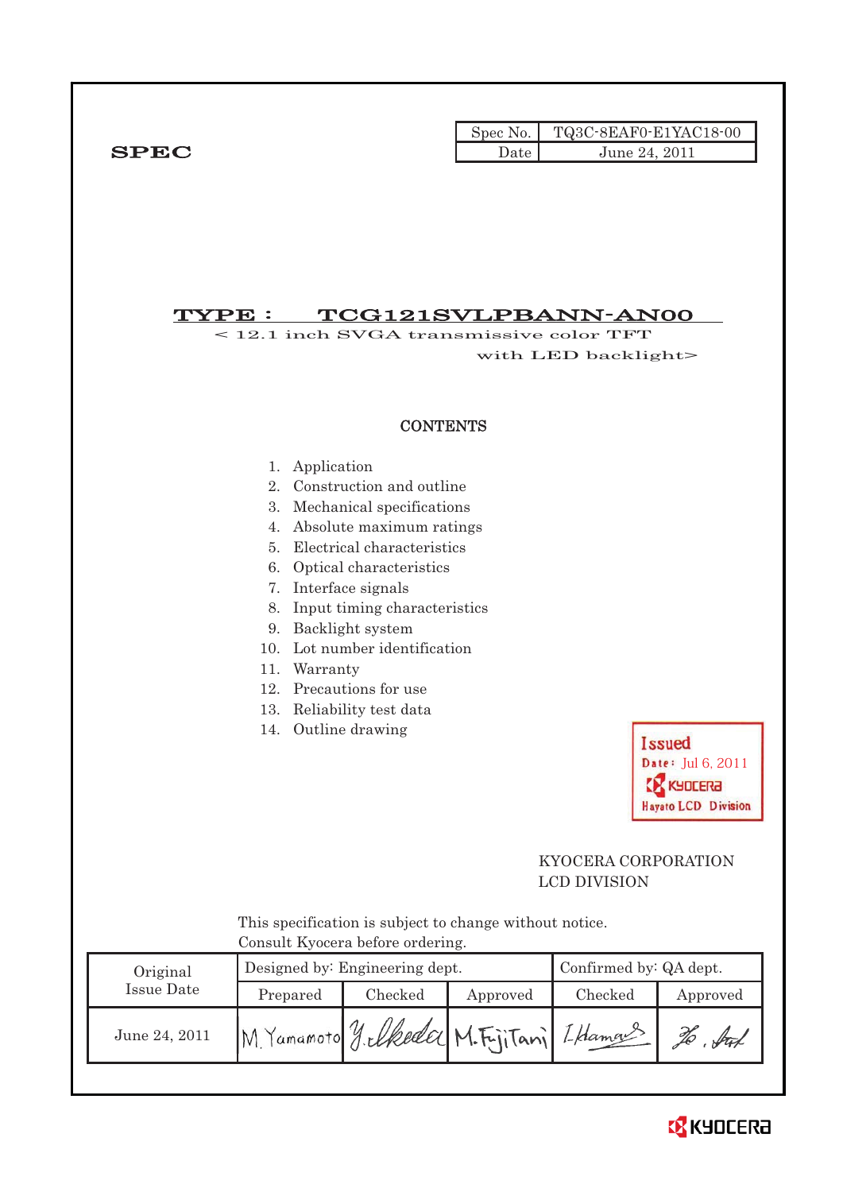| Spec No. | TQ3C-8EAF0-E1YAC18-00 |
|---|---|
| Date | June 24, 2011 |

**SPEC**

# TYPE : TCG121SVLPBANN-AN00

< 12.1 inch SVGA transmissive color TFT with LED backlight>

## CONTENTS

1. Application
2. Construction and outline
3. Mechanical specifications
4. Absolute maximum ratings
5. Electrical characteristics
6. Optical characteristics
7. Interface signals
8. Input timing characteristics
9. Backlight system
10. Lot number identification
11. Warranty
12. Precautions for use
13. Reliability test data
14. Outline drawing

Issued
Date: Jul 6, 2011
KYOCERA
Hayato LCD Division

KYOCERA CORPORATION
LCD DIVISION

This specification is subject to change without notice.
Consult Kyocera before ordering.

| Original Issue Date | Designed by: Engineering dept. | | | Confirmed by: QA dept. | |
|---|---|---|---|---|---|
| | Prepared | Checked | Approved | Checked | Approved |
| June 24, 2011 | M. Yamamoto | Y. Ikeda | M. Fujitani | I. Hamano | H. Sato |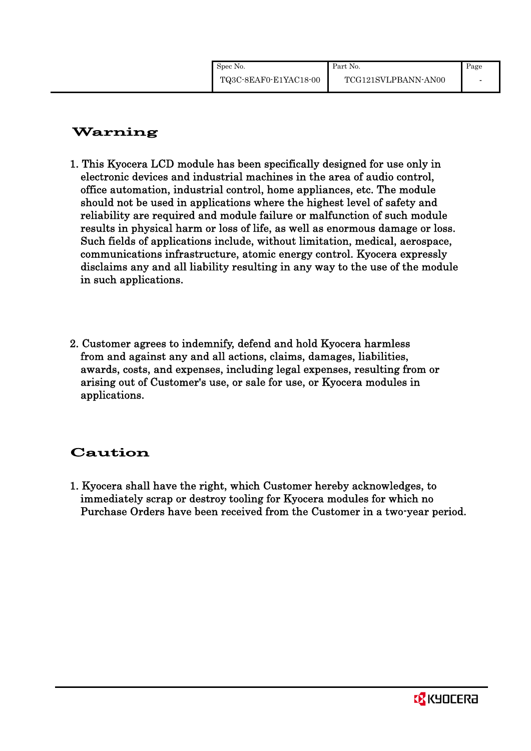## Warning

1. This Kyocera LCD module has been specifically designed for use only in electronic devices and industrial machines in the area of audio control, office automation, industrial control, home appliances, etc. The module should not be used in applications where the highest level of safety and reliability are required and module failure or malfunction of such module results in physical harm or loss of life, as well as enormous damage or loss. Such fields of applications include, without limitation, medical, aerospace, communications infrastructure, atomic energy control. Kyocera expressly disclaims any and all liability resulting in any way to the use of the module in such applications.

2. Customer agrees to indemnify, defend and hold Kyocera harmless from and against any and all actions, claims, damages, liabilities, awards, costs, and expenses, including legal expenses, resulting from or arising out of Customer's use, or sale for use, or Kyocera modules in applications.

## Caution

1. Kyocera shall have the right, which Customer hereby acknowledges, to immediately scrap or destroy tooling for Kyocera modules for which no Purchase Orders have been received from the Customer in a two-year period.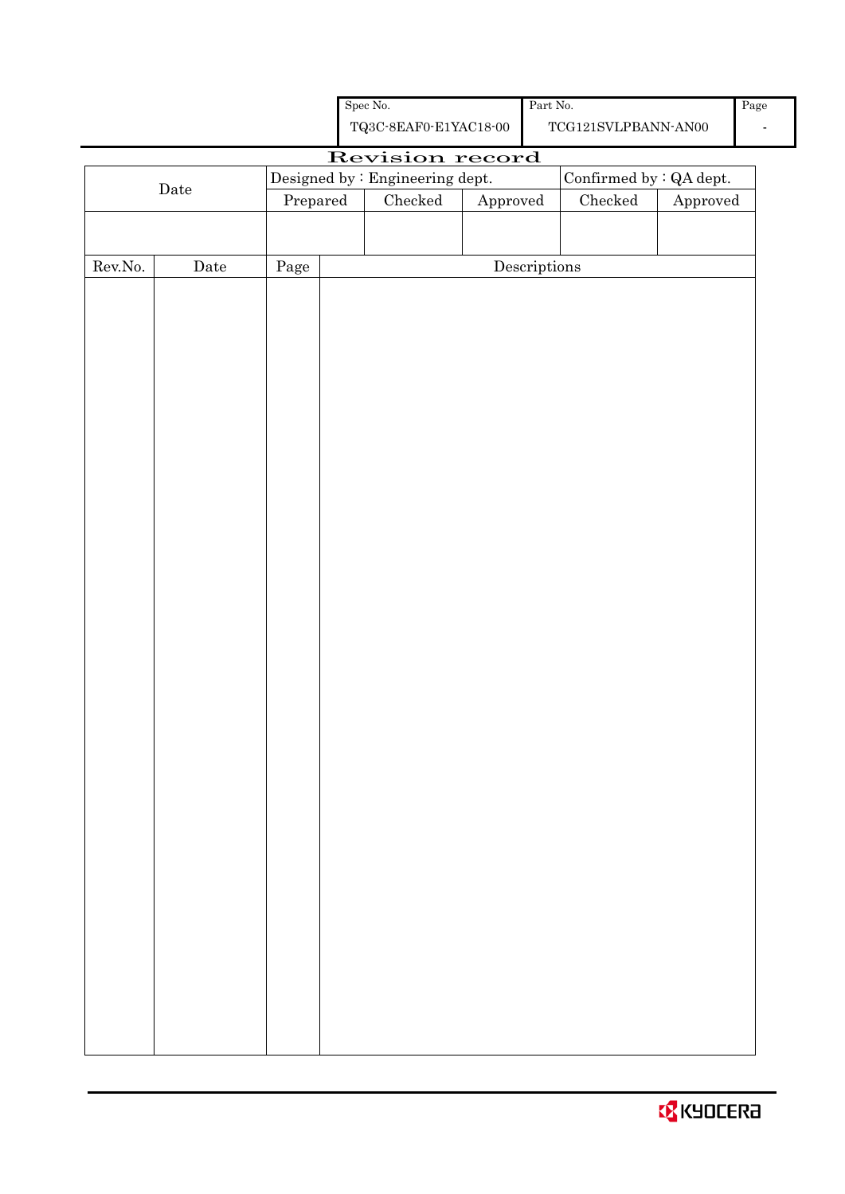| Spec No. | Part No. | Page |
|---|---|---|
| TQ3C-8EAF0-E1YAC18-00 | TCG121SVLPBANN-AN00 | - |

# Revision record

| Date | Designed by : Engineering dept. | | | Confirmed by : QA dept. | |
|---|---|---|---|---|---|
| | Prepared | Checked | Approved | Checked | Approved |
| | | | | | |

| Rev.No. | Date | Page | Descriptions |
|---|---|---|---|
| | | | |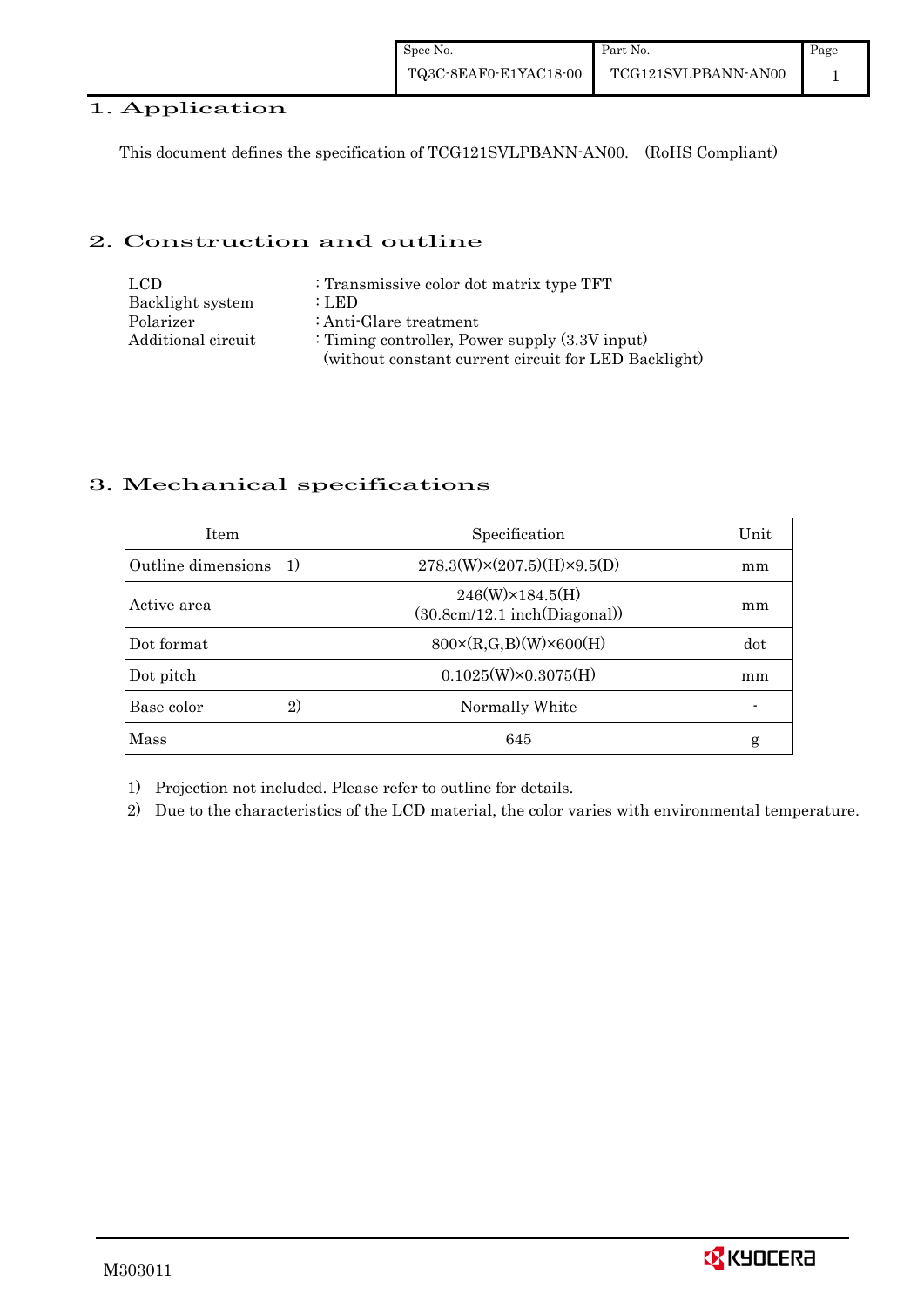# 1. Application

This document defines the specification of TCG121SVLPBANN-AN00. (RoHS Compliant)

# 2. Construction and outline

| | |
|---|---|
| LCD | : Transmissive color dot matrix type TFT |
| Backlight system | : LED |
| Polarizer | : Anti-Glare treatment |
| Additional circuit | : Timing controller, Power supply (3.3V input) (without constant current circuit for LED Backlight) |

# 3. Mechanical specifications

| Item | Specification | Unit |
|---|---|---|
| Outline dimensions 1) | 278.3(W)×(207.5)(H)×9.5(D) | mm |
| Active area | 246(W)×184.5(H) (30.8cm/12.1 inch(Diagonal)) | mm |
| Dot format | 800×(R,G,B)(W)×600(H) | dot |
| Dot pitch | 0.1025(W)×0.3075(H) | mm |
| Base color 2) | Normally White | - |
| Mass | 645 | g |

1) Projection not included. Please refer to outline for details.

2) Due to the characteristics of the LCD material, the color varies with environmental temperature.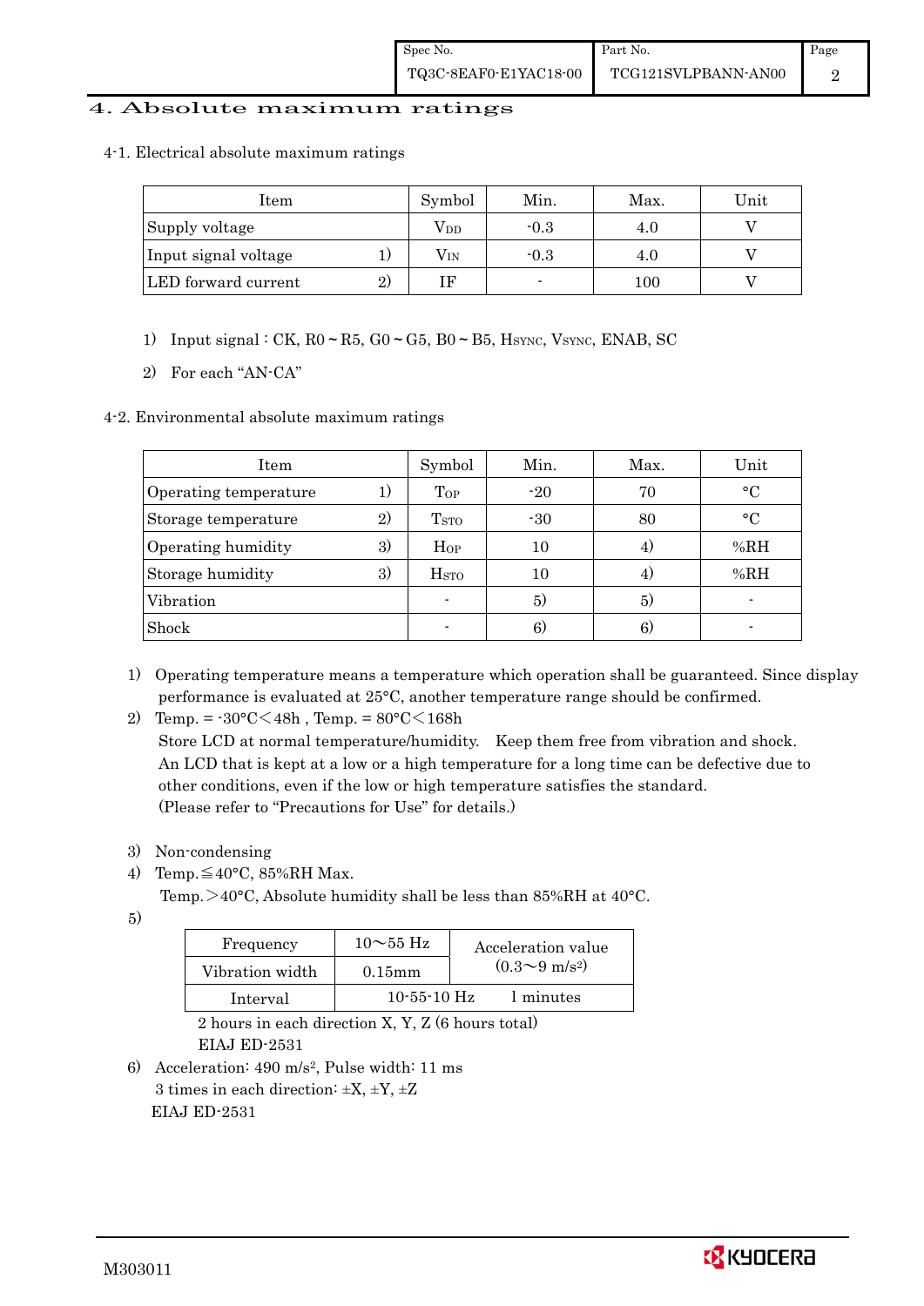# 4. Absolute maximum ratings

## 4-1. Electrical absolute maximum ratings

| Item | | Symbol | Min. | Max. | Unit |
|---|---|---|---|---|---|
| Supply voltage | | $V_{DD}$ | -0.3 | 4.0 | V |
| Input signal voltage | 1) | $V_{IN}$ | -0.3 | 4.0 | V |
| LED forward current | 2) | IF | - | 100 | V |

1) Input signal : CK, R0 ~ R5, G0 ~ G5, B0 ~ B5, $H_{SYNC}$, $V_{SYNC}$, ENAB, SC

2) For each "AN-CA"

## 4-2. Environmental absolute maximum ratings

| Item | | Symbol | Min. | Max. | Unit |
|---|---|---|---|---|---|
| Operating temperature | 1) | $T_{OP}$ | -20 | 70 | °C |
| Storage temperature | 2) | $T_{STO}$ | -30 | 80 | °C |
| Operating humidity | 3) | $H_{OP}$ | 10 | 4) | %RH |
| Storage humidity | 3) | $H_{STO}$ | 10 | 4) | %RH |
| Vibration | | - | 5) | 5) | - |
| Shock | | - | 6) | 6) | - |

1) Operating temperature means a temperature which operation shall be guaranteed. Since display performance is evaluated at 25°C, another temperature range should be confirmed.

2) Temp. = -30°C＜48h , Temp. = 80°C＜168h
   Store LCD at normal temperature/humidity. Keep them free from vibration and shock.
   An LCD that is kept at a low or a high temperature for a long time can be defective due to other conditions, even if the low or high temperature satisfies the standard.
   (Please refer to "Precautions for Use" for details.)

3) Non-condensing

4) Temp.≦40°C, 85%RH Max.
   Temp.＞40°C, Absolute humidity shall be less than 85%RH at 40°C.

5)

| Frequency | 10～55 Hz | Acceleration value ($0.3$～$9$ $m/s^2$) |
|---|---|---|
| Vibration width | 0.15mm | |
| Interval | 10-55-10 Hz | 1 minutes |

   2 hours in each direction X, Y, Z (6 hours total)
   EIAJ ED-2531

6) Acceleration: 490 $m/s^2$, Pulse width: 11 ms
   3 times in each direction: ±X, ±Y, ±Z
   EIAJ ED-2531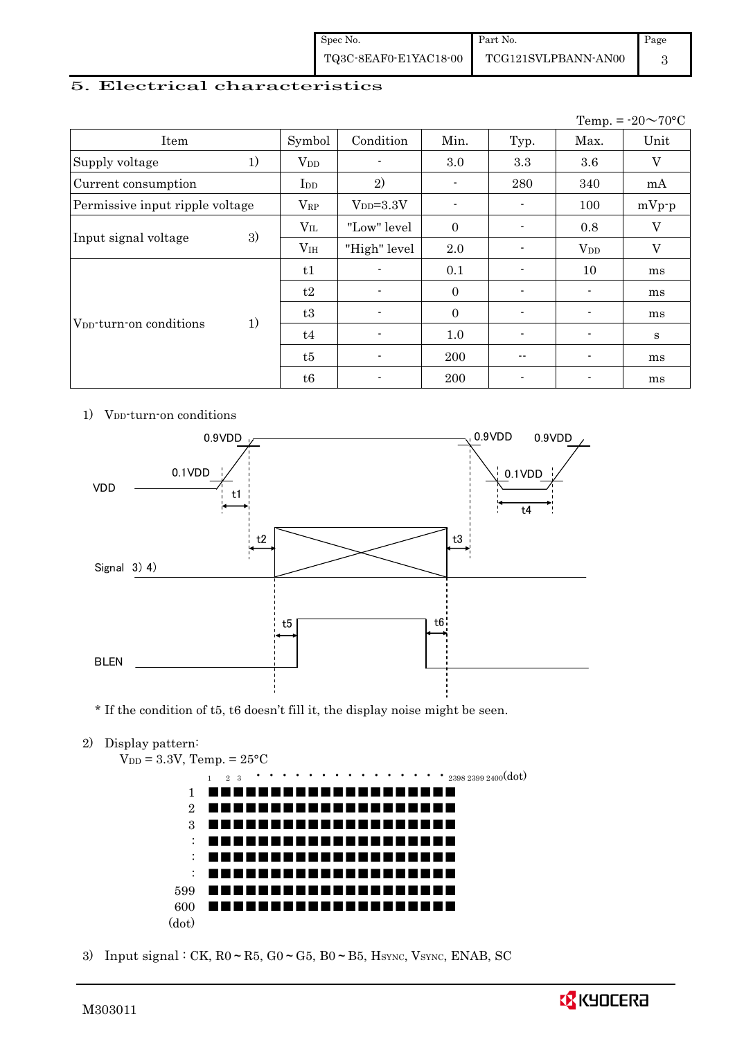## 5. Electrical characteristics

Temp. = -20～70°C

| Item | | Symbol | Condition | Min. | Typ. | Max. | Unit |
|---|---|---|---|---|---|---|---|
| Supply voltage | 1) | $V_{DD}$ | - | 3.0 | 3.3 | 3.6 | V |
| Current consumption | | $I_{DD}$ | 2) | - | 280 | 340 | mA |
| Permissive input ripple voltage | | $V_{RP}$ | $V_{DD}$=3.3V | - | - | 100 | mVp-p |
| Input signal voltage | 3) | $V_{IL}$ | "Low" level | 0 | - | 0.8 | V |
| | | $V_{IH}$ | "High" level | 2.0 | - | $V_{DD}$ | V |
| $V_{DD}$-turn-on conditions | 1) | t1 | - | 0.1 | - | 10 | ms |
| | | t2 | - | 0 | - | - | ms |
| | | t3 | - | 0 | - | - | ms |
| | | t4 | - | 1.0 | - | - | s |
| | | t5 | - | 200 | -- | - | ms |
| | | t6 | - | 200 | - | - | ms |

1) $V_{DD}$-turn-on conditions

* If the condition of t5, t6 doesn't fill it, the display noise might be seen.

2) Display pattern:
$V_{DD}$ = 3.3V, Temp. = 25°C

3) Input signal : CK, R0～R5, G0～G5, B0～B5, $H_{SYNC}$, $V_{SYNC}$, ENAB, SC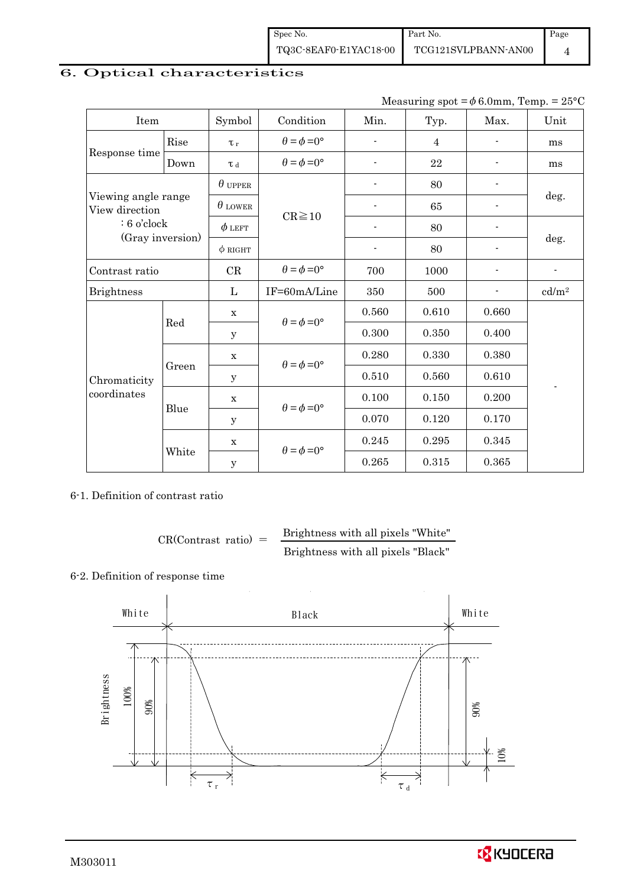## 6. Optical characteristics

Measuring spot = $\phi$ 6.0mm, Temp. = 25°C

| Item | | Symbol | Condition | Min. | Typ. | Max. | Unit |
|---|---|---|---|---|---|---|---|
| Response time | Rise | $\tau_r$ | $\theta=\phi=0°$ | - | 4 | - | ms |
| | Down | $\tau_d$ | $\theta=\phi=0°$ | - | 22 | - | ms |
| Viewing angle range View direction : 6 o'clock (Gray inversion) | | $\theta$ UPPER | CR≧10 | - | 80 | - | deg. |
| | | $\theta$ LOWER | | - | 65 | - | |
| | | $\phi$ LEFT | | - | 80 | - | deg. |
| | | $\phi$ RIGHT | | - | 80 | - | |
| Contrast ratio | | CR | $\theta=\phi=0°$ | 700 | 1000 | - | - |
| Brightness | | L | IF=60mA/Line | 350 | 500 | - | cd/m$^2$ |
| Chromaticity coordinates | Red | x | $\theta=\phi=0°$ | 0.560 | 0.610 | 0.660 | - |
| | | y | | 0.300 | 0.350 | 0.400 | |
| | Green | x | $\theta=\phi=0°$ | 0.280 | 0.330 | 0.380 | |
| | | y | | 0.510 | 0.560 | 0.610 | |
| | Blue | x | $\theta=\phi=0°$ | 0.100 | 0.150 | 0.200 | |
| | | y | | 0.070 | 0.120 | 0.170 | |
| | White | x | $\theta=\phi=0°$ | 0.245 | 0.295 | 0.345 | |
| | | y | | 0.265 | 0.315 | 0.365 | |

6-1. Definition of contrast ratio

$$\text{CR(Contrast ratio)} = \frac{\text{Brightness with all pixels "White"}}{\text{Brightness with all pixels "Black"}}$$

6-2. Definition of response time

White | Black | White

Brightness: 100%, 90%, 10%

$\tau_r$ $\tau_d$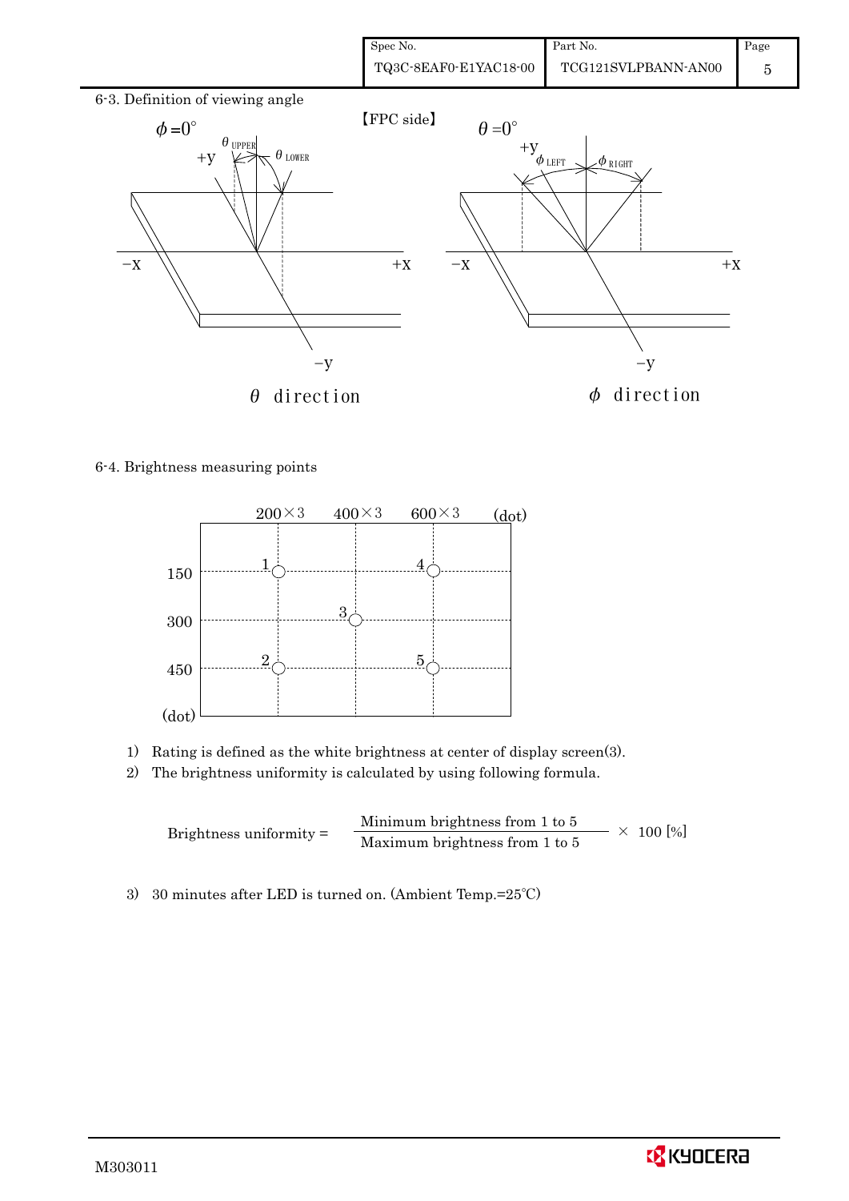6-3. Definition of viewing angle

【FPC side】

$\theta$ direction

$\phi$ direction

6-4. Brightness measuring points

1) Rating is defined as the white brightness at center of display screen(3).
2) The brightness uniformity is calculated by using following formula.

$$\text{Brightness uniformity} = \frac{\text{Minimum brightness from 1 to 5}}{\text{Maximum brightness from 1 to 5}} \times 100\ [\%]$$

3) 30 minutes after LED is turned on. (Ambient Temp.=25℃)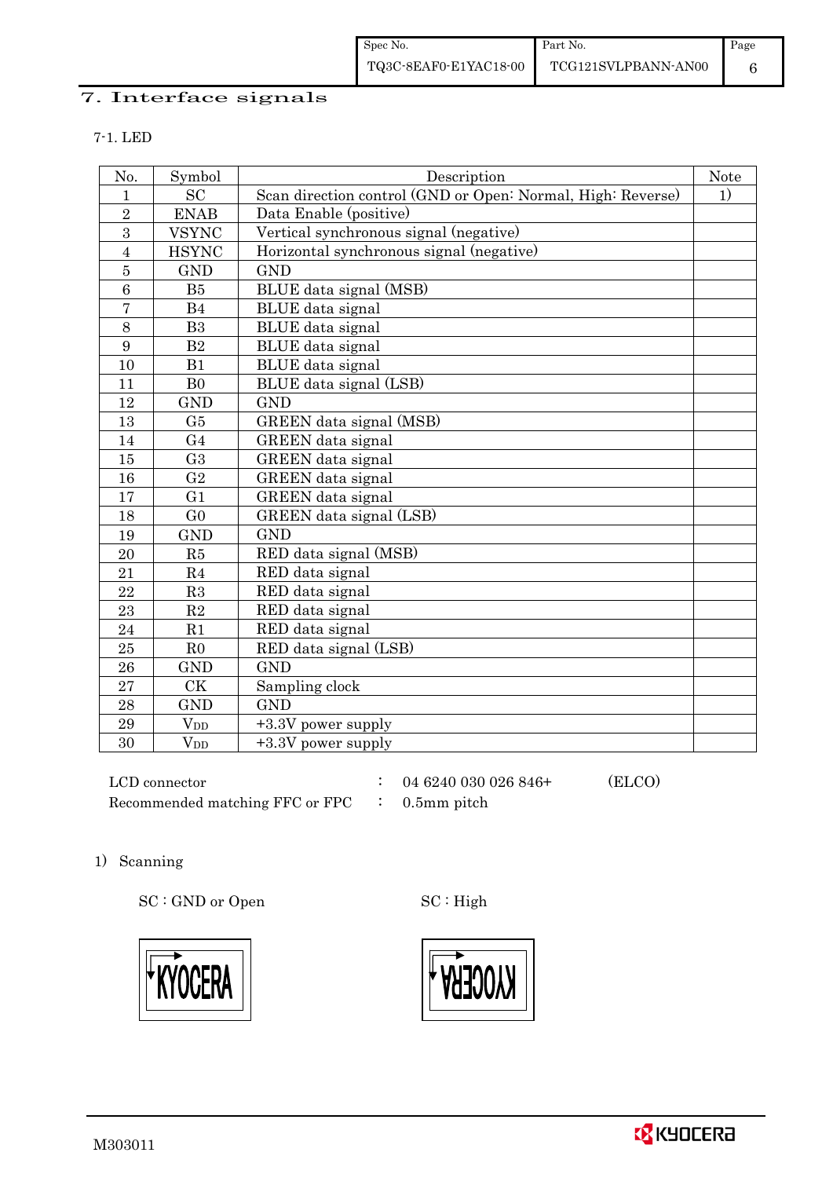# 7. Interface signals

7-1. LED

| No. | Symbol | Description | Note |
|---|---|---|---|
| 1 | SC | Scan direction control (GND or Open: Normal, High: Reverse) | 1) |
| 2 | ENAB | Data Enable (positive) | |
| 3 | VSYNC | Vertical synchronous signal (negative) | |
| 4 | HSYNC | Horizontal synchronous signal (negative) | |
| 5 | GND | GND | |
| 6 | B5 | BLUE data signal (MSB) | |
| 7 | B4 | BLUE data signal | |
| 8 | B3 | BLUE data signal | |
| 9 | B2 | BLUE data signal | |
| 10 | B1 | BLUE data signal | |
| 11 | B0 | BLUE data signal (LSB) | |
| 12 | GND | GND | |
| 13 | G5 | GREEN data signal (MSB) | |
| 14 | G4 | GREEN data signal | |
| 15 | G3 | GREEN data signal | |
| 16 | G2 | GREEN data signal | |
| 17 | G1 | GREEN data signal | |
| 18 | G0 | GREEN data signal (LSB) | |
| 19 | GND | GND | |
| 20 | R5 | RED data signal (MSB) | |
| 21 | R4 | RED data signal | |
| 22 | R3 | RED data signal | |
| 23 | R2 | RED data signal | |
| 24 | R1 | RED data signal | |
| 25 | R0 | RED data signal (LSB) | |
| 26 | GND | GND | |
| 27 | CK | Sampling clock | |
| 28 | GND | GND | |
| 29 | $V_{DD}$ | +3.3V power supply | |
| 30 | $V_{DD}$ | +3.3V power supply | |

LCD connector : 04 6240 030 026 846+ (ELCO)

Recommended matching FFC or FPC : 0.5mm pitch

1) Scanning

SC : GND or Open

SC : High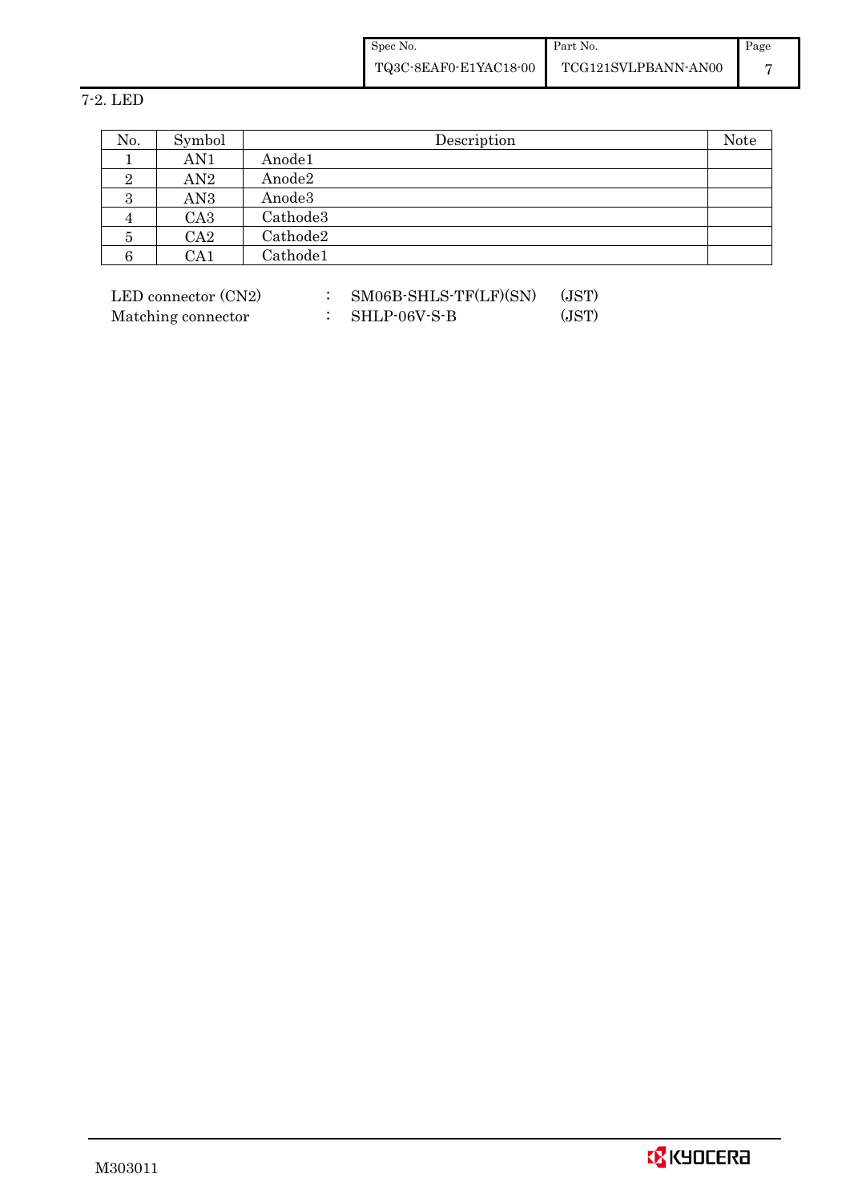## 7-2. LED

| No. | Symbol | Description | Note |
|---|---|---|---|
| 1 | AN1 | Anode1 | |
| 2 | AN2 | Anode2 | |
| 3 | AN3 | Anode3 | |
| 4 | CA3 | Cathode3 | |
| 5 | CA2 | Cathode2 | |
| 6 | CA1 | Cathode1 | |

LED connector (CN2) : SM06B-SHLS-TF(LF)(SN) (JST)

Matching connector : SHLP-06V-S-B (JST)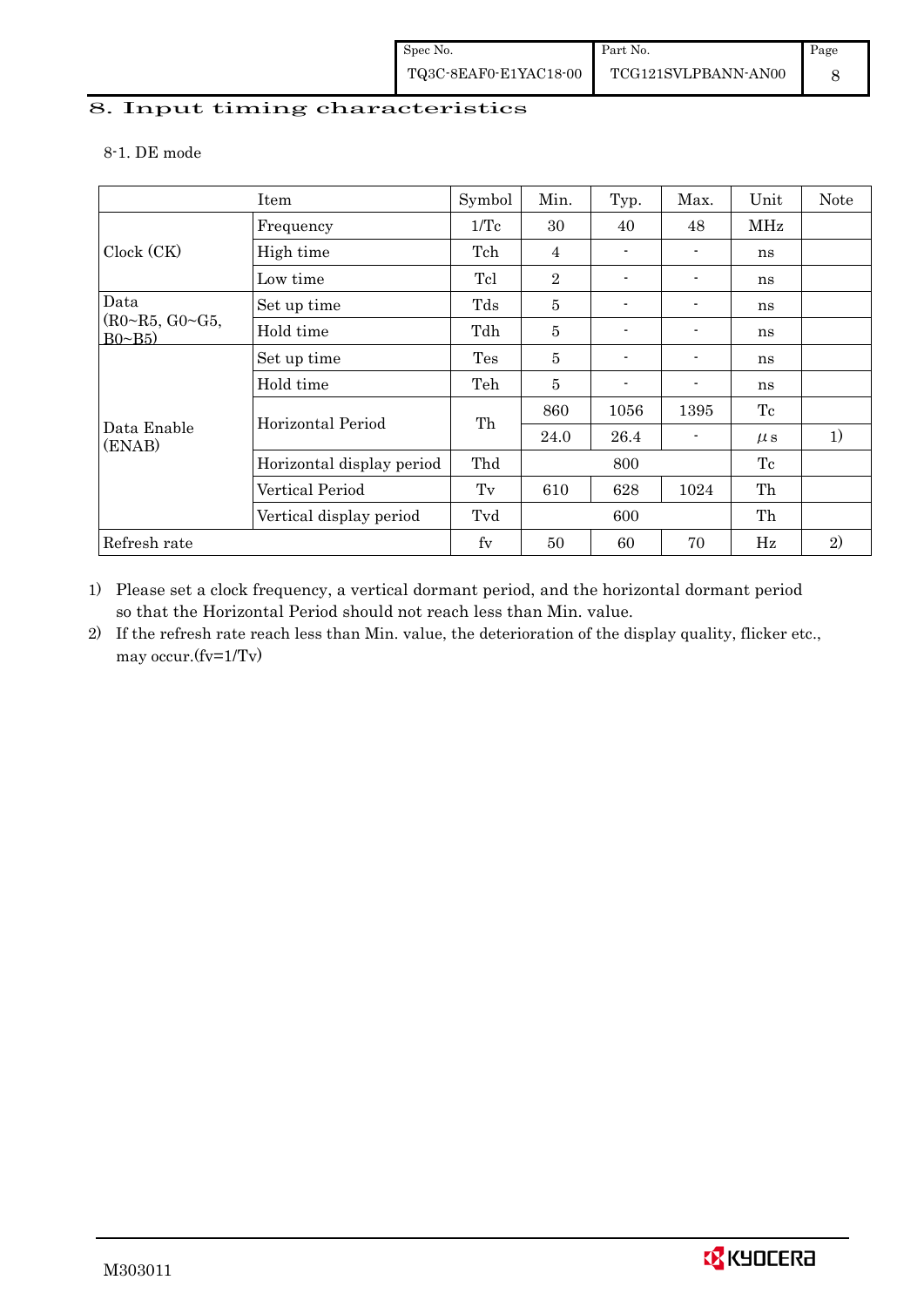# 8. Input timing characteristics

8-1. DE mode

| Item | | Symbol | Min. | Typ. | Max. | Unit | Note |
|---|---|---|---|---|---|---|---|
| Clock (CK) | Frequency | 1/Tc | 30 | 40 | 48 | MHz | |
| | High time | Tch | 4 | - | - | ns | |
| | Low time | Tcl | 2 | - | - | ns | |
| Data (R0~R5, G0~G5, B0~B5) | Set up time | Tds | 5 | - | - | ns | |
| | Hold time | Tdh | 5 | - | - | ns | |
| Data Enable (ENAB) | Set up time | Tes | 5 | - | - | ns | |
| | Hold time | Teh | 5 | - | - | ns | |
| | Horizontal Period | Th | 860 | 1056 | 1395 | Tc | |
| | | | 24.0 | 26.4 | - | μs | 1) |
| | Horizontal display period | Thd | | 800 | | Tc | |
| | Vertical Period | Tv | 610 | 628 | 1024 | Th | |
| | Vertical display period | Tvd | | 600 | | Th | |
| Refresh rate | | fv | 50 | 60 | 70 | Hz | 2) |

1) Please set a clock frequency, a vertical dormant period, and the horizontal dormant period so that the Horizontal Period should not reach less than Min. value.

2) If the refresh rate reach less than Min. value, the deterioration of the display quality, flicker etc., may occur.(fv=1/Tv)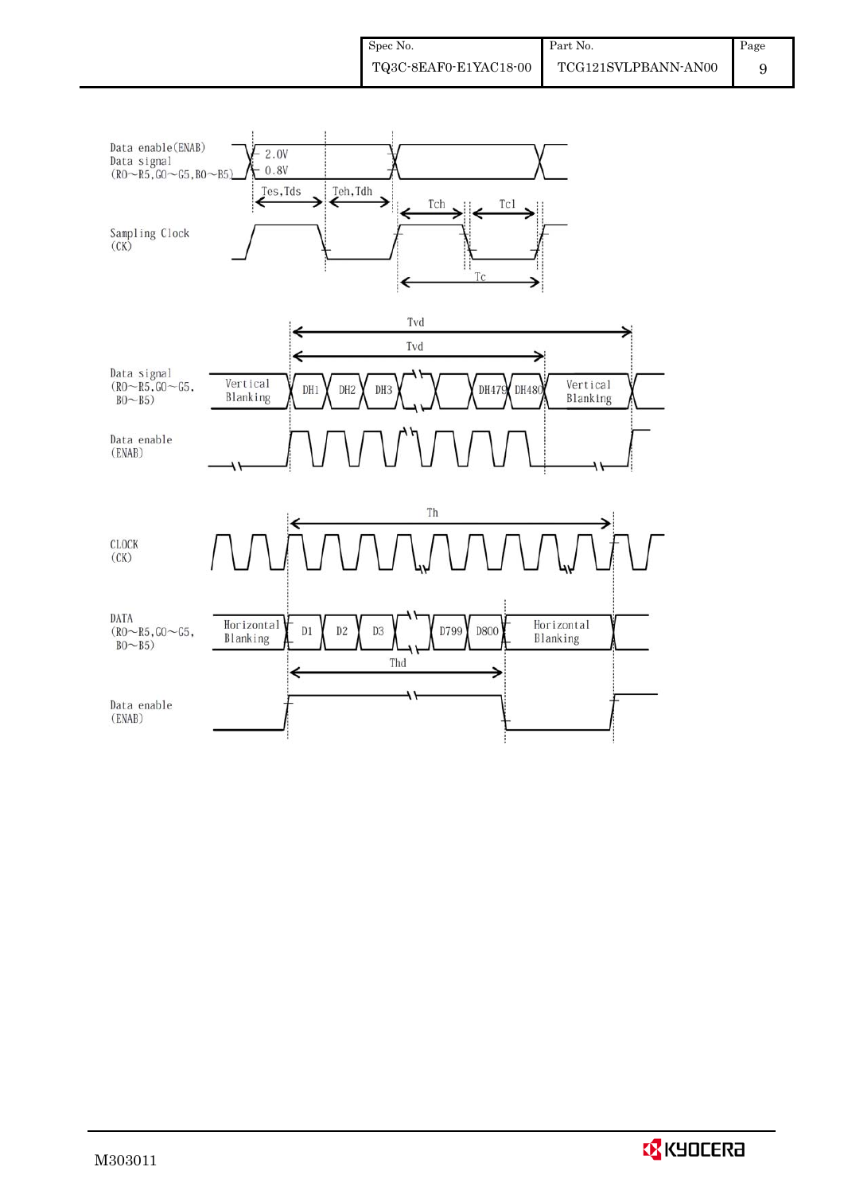Data enable(ENAB)
Data signal
(R0~R5,G0~G5,B0~B5)

2.0V
0.8V

Tes,Tds
Teh,Tdh
Tch
Tcl

Sampling Clock
(CK)

Tc

Tvd
Tvd

Data signal
(R0~R5,G0~G5,
B0~B5)

Vertical Blanking | DH1 | DH2 | DH3 | DH479 | DH480 | Vertical Blanking

Data enable
(ENAB)

Th

CLOCK
(CK)

DATA
(R0~R5,G0~G5,
B0~B5)

Horizontal Blanking | D1 | D2 | D3 | D799 | D800 | Horizontal Blanking

Thd

Data enable
(ENAB)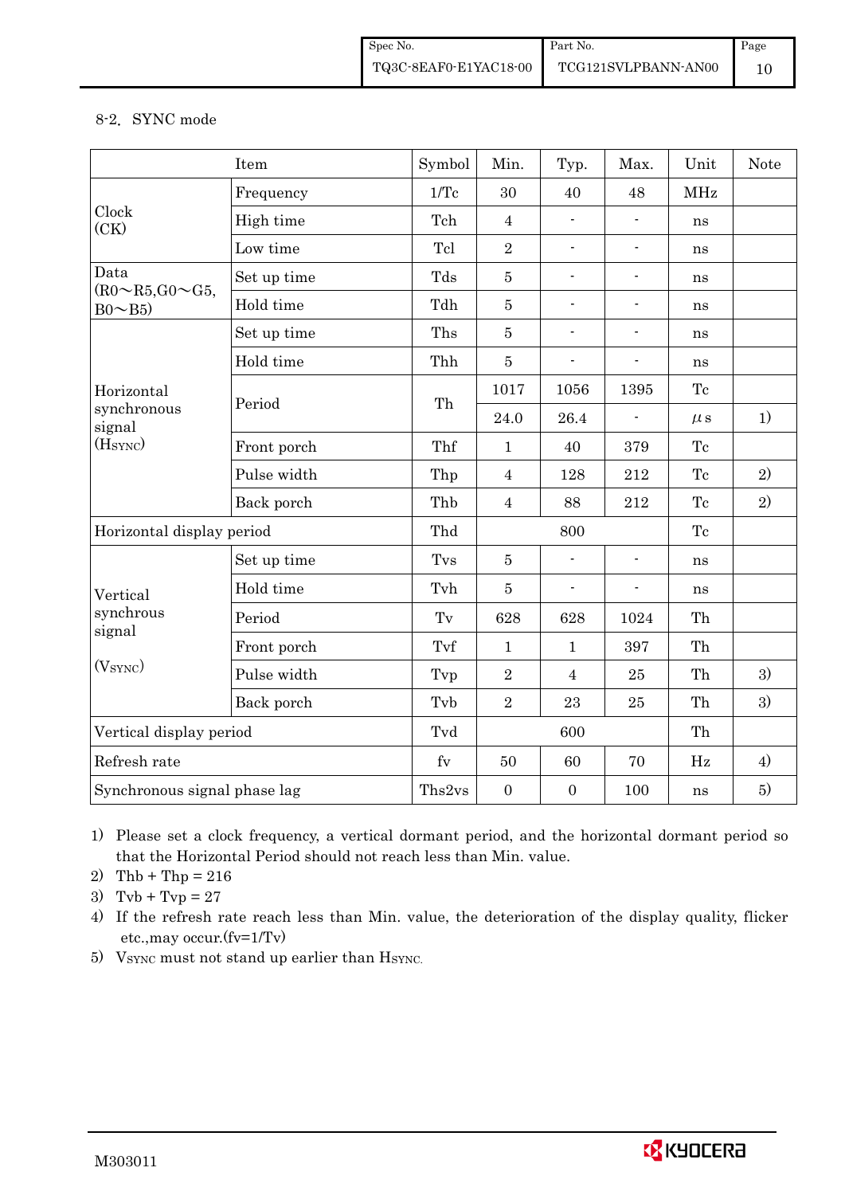8-2. SYNC mode

| Item | | Symbol | Min. | Typ. | Max. | Unit | Note |
|---|---|---|---|---|---|---|---|
| Clock (CK) | Frequency | 1/Tc | 30 | 40 | 48 | MHz | |
| | High time | Tch | 4 | - | - | ns | |
| | Low time | Tcl | 2 | - | - | ns | |
| Data (R0～R5,G0～G5, B0～B5) | Set up time | Tds | 5 | - | - | ns | |
| | Hold time | Tdh | 5 | - | - | ns | |
| Horizontal synchronous signal ($H_{SYNC}$) | Set up time | Ths | 5 | - | - | ns | |
| | Hold time | Thh | 5 | - | - | ns | |
| | Period | Th | 1017 | 1056 | 1395 | Tc | |
| | | | 24.0 | 26.4 | - | μs | 1) |
| | Front porch | Thf | 1 | 40 | 379 | Tc | |
| | Pulse width | Thp | 4 | 128 | 212 | Tc | 2) |
| | Back porch | Thb | 4 | 88 | 212 | Tc | 2) |
| Horizontal display period | | Thd | | 800 | | Tc | |
| Vertical synchronous signal ($V_{SYNC}$) | Set up time | Tvs | 5 | - | - | ns | |
| | Hold time | Tvh | 5 | - | - | ns | |
| | Period | Tv | 628 | 628 | 1024 | Th | |
| | Front porch | Tvf | 1 | 1 | 397 | Th | |
| | Pulse width | Tvp | 2 | 4 | 25 | Th | 3) |
| | Back porch | Tvb | 2 | 23 | 25 | Th | 3) |
| Vertical display period | | Tvd | | 600 | | Th | |
| Refresh rate | | fv | 50 | 60 | 70 | Hz | 4) |
| Synchronous signal phase lag | | Ths2vs | 0 | 0 | 100 | ns | 5) |

1) Please set a clock frequency, a vertical dormant period, and the horizontal dormant period so that the Horizontal Period should not reach less than Min. value.
2) Thb + Thp = 216
3) Tvb + Tvp = 27
4) If the refresh rate reach less than Min. value, the deterioration of the display quality, flicker etc.,may occur.(fv=1/Tv)
5) $V_{SYNC}$ must not stand up earlier than $H_{SYNC}$.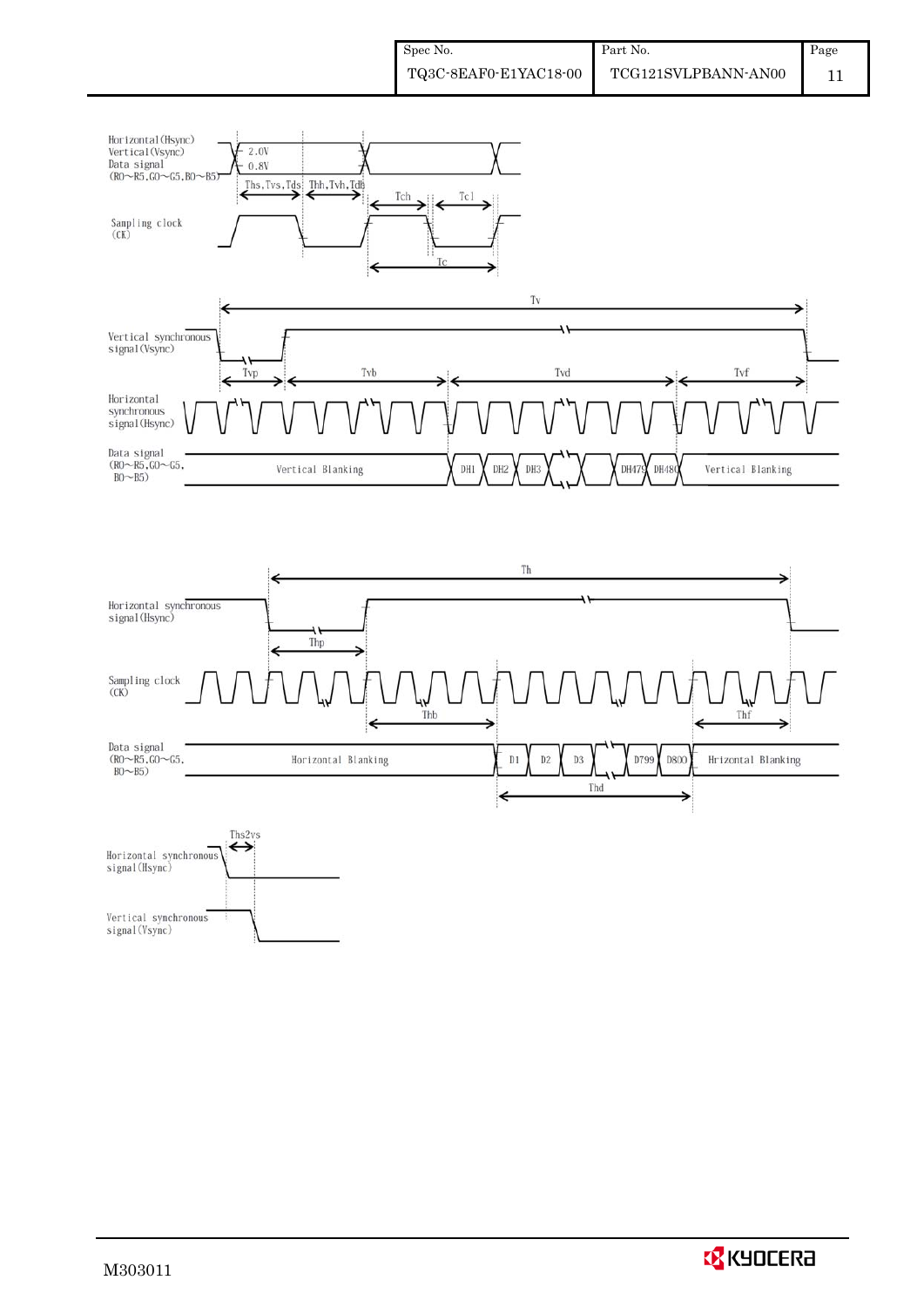Horizontal(Hsync)
Vertical(Vsync)
Data signal
(R0~R5,G0~G5,B0~B5)

2.0V
0.8V

Ths,Tvs,Tds Thh,Tvh,Tdh

Tch Tcl

Sampling clock
(CK)

Tc

Tv

Vertical synchronous
signal(Vsync)

Tvp Tvb Tvd Tvf

Horizontal
synchronous
signal(Hsync)

Data signal
(R0~R5,G0~G5,
B0~B5)

Vertical Blanking DH1 DH2 DH3 DH479 DH480 Vertical Blanking

Th

Horizontal synchronous
signal(Hsync)

Thp

Sampling clock
(CK)

Thb Thf

Data signal
(R0~R5,G0~G5,
B0~B5)

Horizontal Blanking D1 D2 D3 D799 D800 Hrizontal Blanking

Thd

Ths2vs

Horizontal synchronous
signal(Hsync)

Vertical synchronous
signal(Vsync)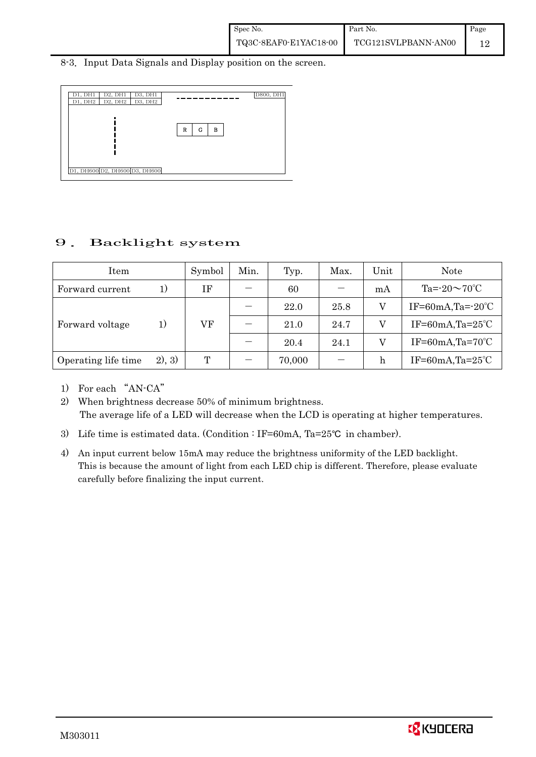8-3. Input Data Signals and Display position on the screen.

| D1, DH1 | D2, DH1 | D3, DH1 | ------------ | D800, DH1 |
|---|---|---|---|---|
| D1, DH2 | D2, DH2 | D3, DH2 | | |
| | ⋮ | | R G B | |
| D1, DH600 | D2, DH600 | D3, DH600 | | |

# 9. Backlight system

| Item | | Symbol | Min. | Typ. | Max. | Unit | Note |
|---|---|---|---|---|---|---|---|
| Forward current | 1) | IF | — | 60 | — | mA | Ta=-20～70℃ |
| Forward voltage | 1) | VF | — | 22.0 | 25.8 | V | IF=60mA,Ta=-20℃ |
| | | | — | 21.0 | 24.7 | V | IF=60mA,Ta=25℃ |
| | | | — | 20.4 | 24.1 | V | IF=60mA,Ta=70℃ |
| Operating life time | 2), 3) | T | — | 70,000 | — | h | IF=60mA,Ta=25℃ |

1) For each "AN-CA"
2) When brightness decrease 50% of minimum brightness.
   The average life of a LED will decrease when the LCD is operating at higher temperatures.
3) Life time is estimated data. (Condition : IF=60mA, Ta=25℃ in chamber).
4) An input current below 15mA may reduce the brightness uniformity of the LED backlight.
   This is because the amount of light from each LED chip is different. Therefore, please evaluate carefully before finalizing the input current.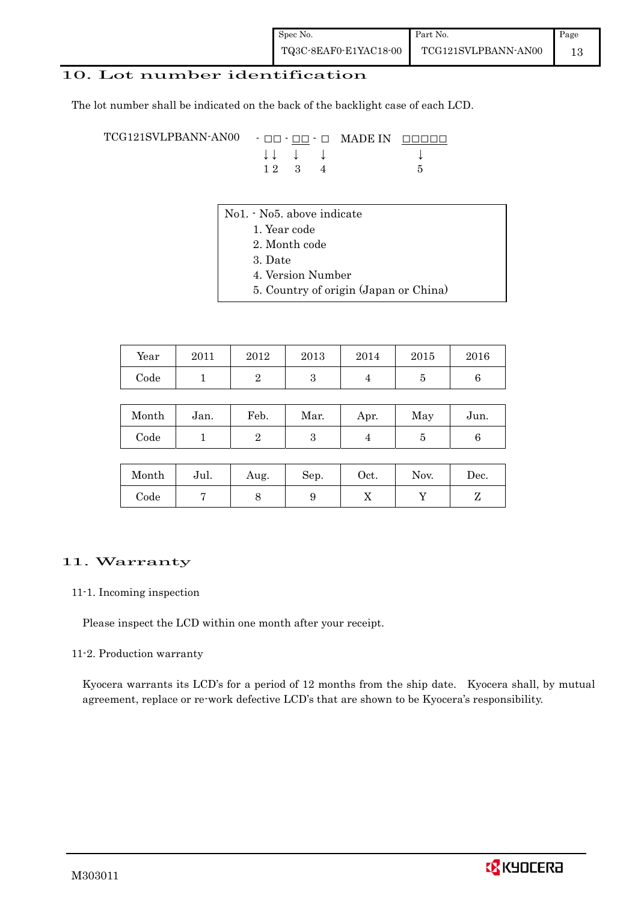# 10. Lot number identification

The lot number shall be indicated on the back of the backlight case of each LCD.

```
TCG121SVLPBANN-AN00   - □□ - □□ - □   MADE IN  □□□□□
                        ↓↓    ↓    ↓                ↓
                        1 2   3    4                5
```

No1. - No5. above indicate

1. Year code
2. Month code
3. Date
4. Version Number
5. Country of origin (Japan or China)

| Year | 2011 | 2012 | 2013 | 2014 | 2015 | 2016 |
|---|---|---|---|---|---|---|
| Code | 1 | 2 | 3 | 4 | 5 | 6 |

| Month | Jan. | Feb. | Mar. | Apr. | May | Jun. |
|---|---|---|---|---|---|---|
| Code | 1 | 2 | 3 | 4 | 5 | 6 |

| Month | Jul. | Aug. | Sep. | Oct. | Nov. | Dec. |
|---|---|---|---|---|---|---|
| Code | 7 | 8 | 9 | X | Y | Z |

# 11. Warranty

## 11-1. Incoming inspection

Please inspect the LCD within one month after your receipt.

## 11-2. Production warranty

Kyocera warrants its LCD's for a period of 12 months from the ship date. Kyocera shall, by mutual agreement, replace or re-work defective LCD's that are shown to be Kyocera's responsibility.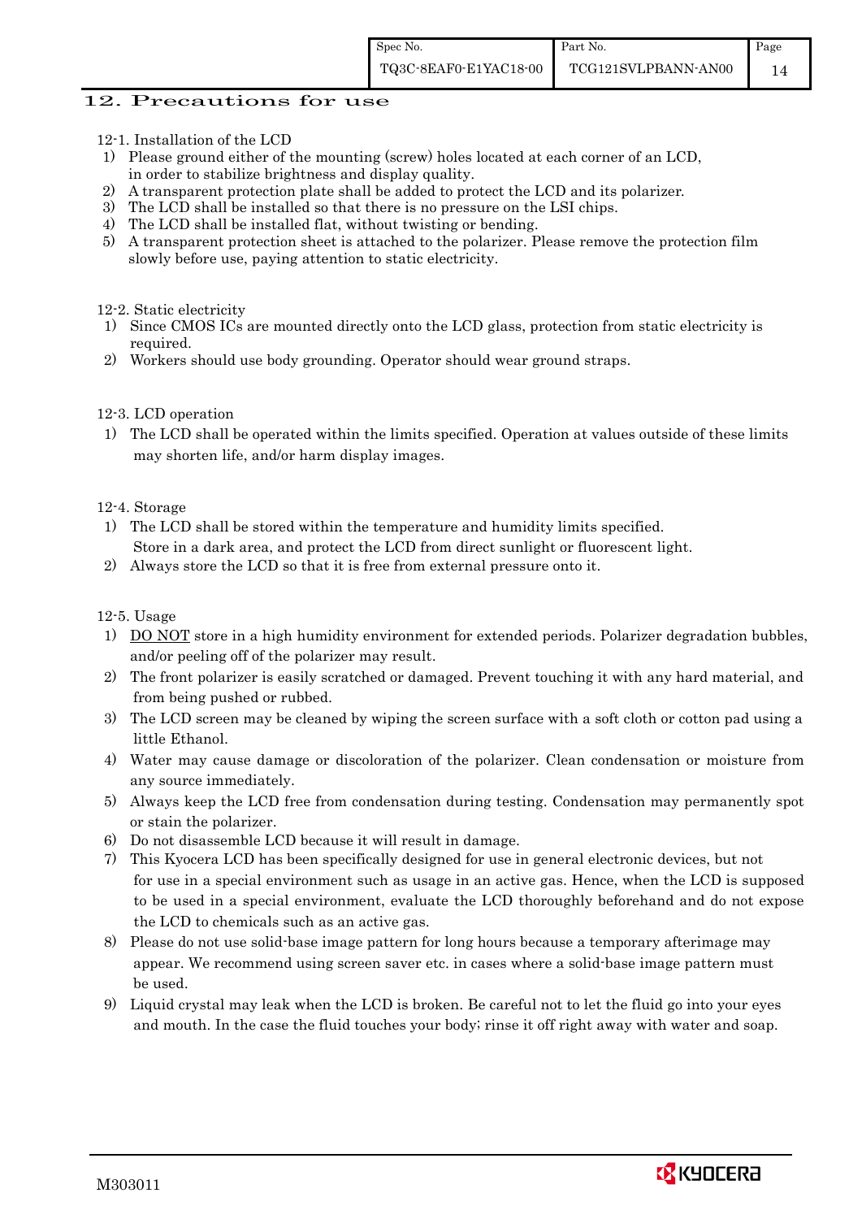## 12. Precautions for use

12-1. Installation of the LCD

1) Please ground either of the mounting (screw) holes located at each corner of an LCD, in order to stabilize brightness and display quality.
2) A transparent protection plate shall be added to protect the LCD and its polarizer.
3) The LCD shall be installed so that there is no pressure on the LSI chips.
4) The LCD shall be installed flat, without twisting or bending.
5) A transparent protection sheet is attached to the polarizer. Please remove the protection film slowly before use, paying attention to static electricity.

12-2. Static electricity

1) Since CMOS ICs are mounted directly onto the LCD glass, protection from static electricity is required.
2) Workers should use body grounding. Operator should wear ground straps.

12-3. LCD operation

1) The LCD shall be operated within the limits specified. Operation at values outside of these limits may shorten life, and/or harm display images.

12-4. Storage

1) The LCD shall be stored within the temperature and humidity limits specified. Store in a dark area, and protect the LCD from direct sunlight or fluorescent light.
2) Always store the LCD so that it is free from external pressure onto it.

12-5. Usage

1) DO NOT store in a high humidity environment for extended periods. Polarizer degradation bubbles, and/or peeling off of the polarizer may result.
2) The front polarizer is easily scratched or damaged. Prevent touching it with any hard material, and from being pushed or rubbed.
3) The LCD screen may be cleaned by wiping the screen surface with a soft cloth or cotton pad using a little Ethanol.
4) Water may cause damage or discoloration of the polarizer. Clean condensation or moisture from any source immediately.
5) Always keep the LCD free from condensation during testing. Condensation may permanently spot or stain the polarizer.
6) Do not disassemble LCD because it will result in damage.
7) This Kyocera LCD has been specifically designed for use in general electronic devices, but not for use in a special environment such as usage in an active gas. Hence, when the LCD is supposed to be used in a special environment, evaluate the LCD thoroughly beforehand and do not expose the LCD to chemicals such as an active gas.
8) Please do not use solid-base image pattern for long hours because a temporary afterimage may appear. We recommend using screen saver etc. in cases where a solid-base image pattern must be used.
9) Liquid crystal may leak when the LCD is broken. Be careful not to let the fluid go into your eyes and mouth. In the case the fluid touches your body; rinse it off right away with water and soap.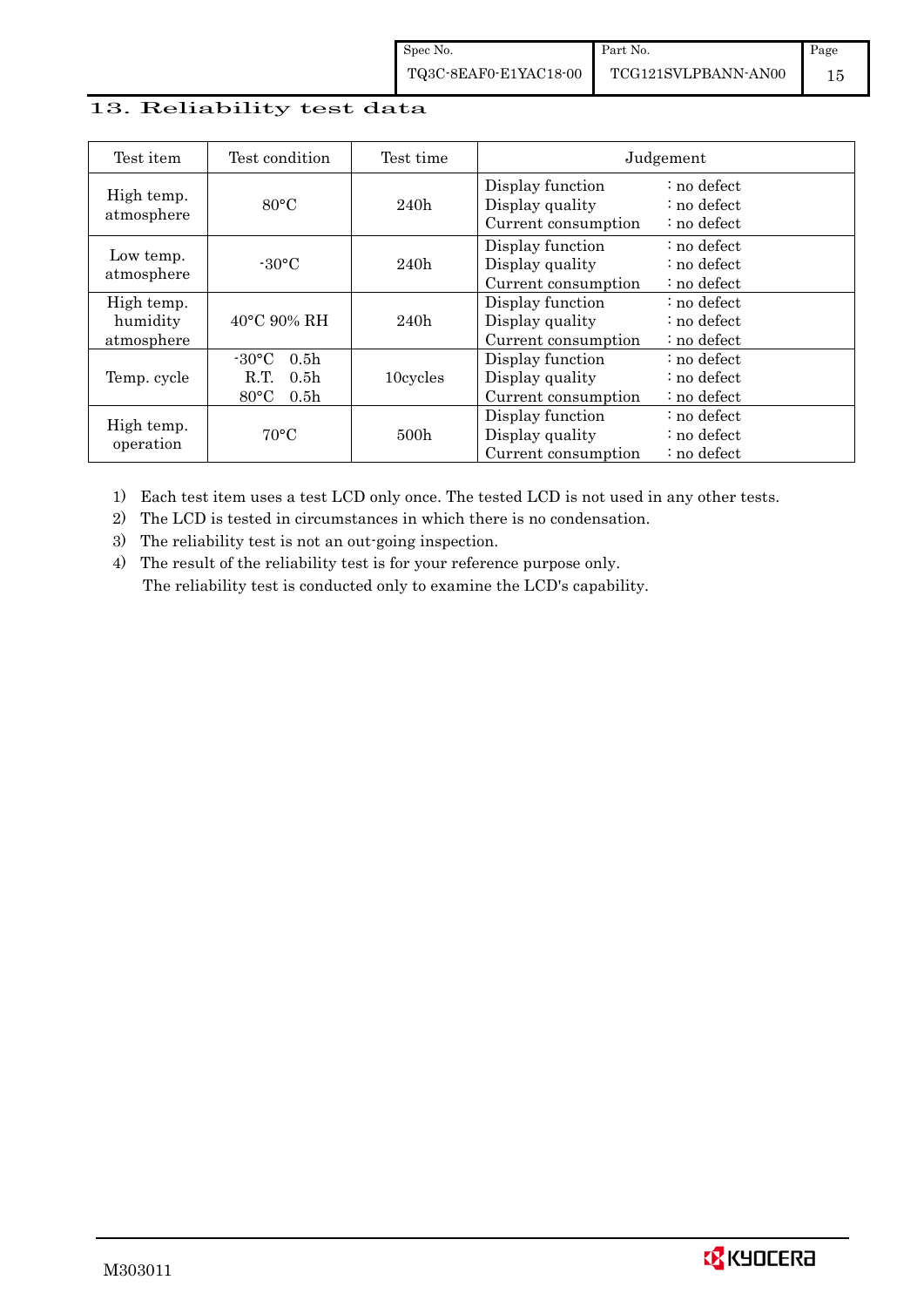## 13. Reliability test data

| Test item | Test condition | Test time | Judgement |
|---|---|---|---|
| High temp. atmosphere | 80°C | 240h | Display function : no defect<br>Display quality : no defect<br>Current consumption : no defect |
| Low temp. atmosphere | -30°C | 240h | Display function : no defect<br>Display quality : no defect<br>Current consumption : no defect |
| High temp. humidity atmosphere | 40°C 90% RH | 240h | Display function : no defect<br>Display quality : no defect<br>Current consumption : no defect |
| Temp. cycle | -30°C 0.5h<br>R.T. 0.5h<br>80°C 0.5h | 10cycles | Display function : no defect<br>Display quality : no defect<br>Current consumption : no defect |
| High temp. operation | 70°C | 500h | Display function : no defect<br>Display quality : no defect<br>Current consumption : no defect |

1) Each test item uses a test LCD only once. The tested LCD is not used in any other tests.
2) The LCD is tested in circumstances in which there is no condensation.
3) The reliability test is not an out-going inspection.
4) The result of the reliability test is for your reference purpose only.
   The reliability test is conducted only to examine the LCD's capability.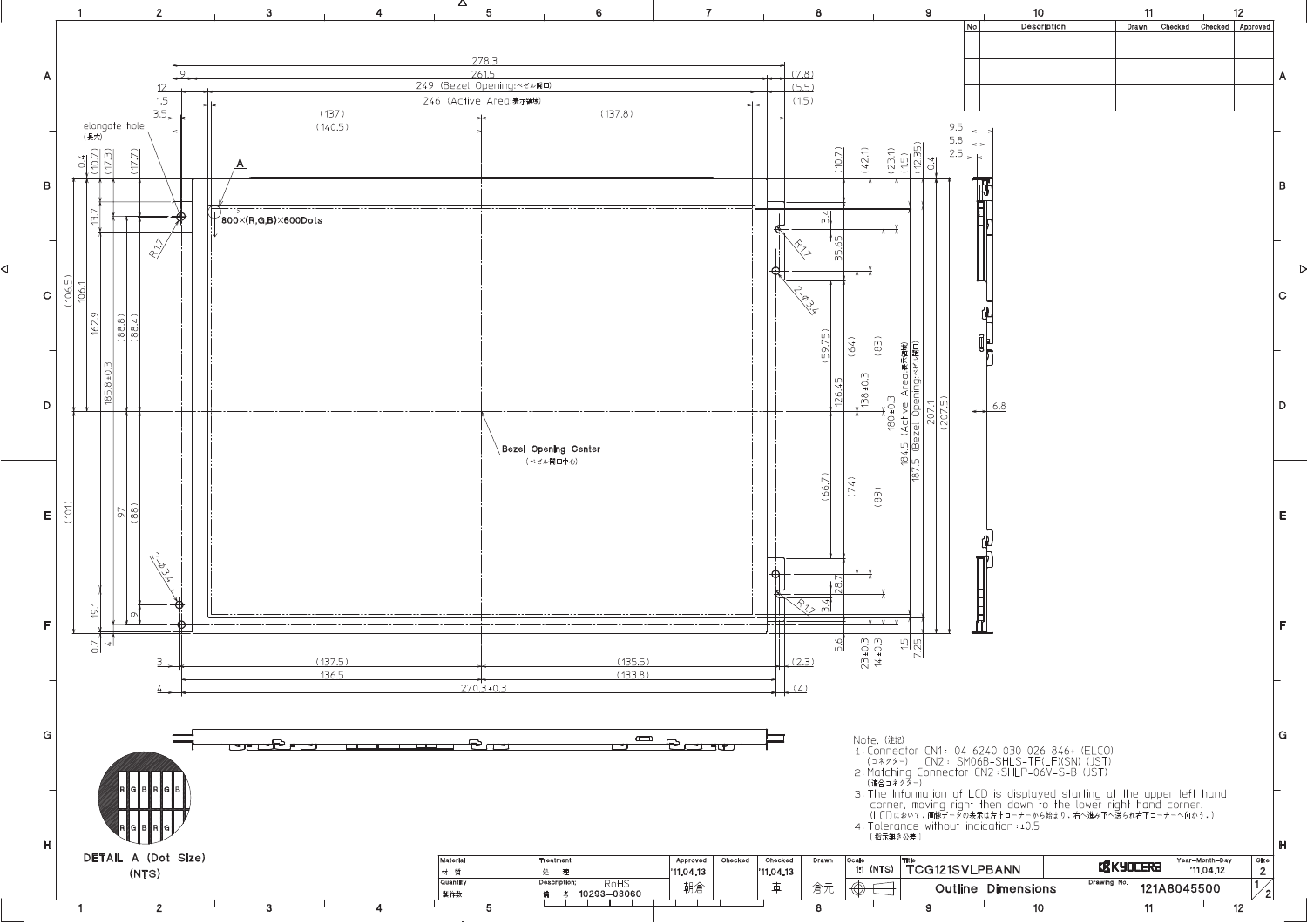| No | Description | Drawn | Checked | Checked | Approved |
|---|---|---|---|---|---|
| | | | | | |
| | | | | | |
| | | | | | |

278.3
261.5
249 (Bezel Opening:ベゼル開口)
246 (Active Area:表示領域)
(137) (137.8)
(140.5)

elongate hole
(長穴)

800×(R,G,B)×600Dots

Bezel Opening Center
(ベゼル開口中心)

184.5 (Active Area:表示領域)
187.5 (Bezel Opening:ベゼル開口)

(137.5) (135.5)
136.5 (133.8)
270.3±0.3

DETAIL A (Dot Size)
(NTS)

Note. (注記)

1. Connector CN1: 04 6240 030 026 846+ (ELCO)
   (コネクター) CN2: SM06B-SHLS-TF(LF)(SN) (JST)
2. Matching Connector CN2:SHLP-06V-S-B (JST)
   (適合コネクター)
3. The Information of LCD is displayed starting at the upper left hand corner, moving right then down to the lower right hand corner.
   (LCDにおいて、画像データの表示は左上コーナーから始まり、右へ進み下へ送られ右下コーナーへ向かう。)
4. Tolerance without indication : ±0.5
   (指示無き公差)

| Material 材質 | Treatment 処理 | Approved | Checked | Checked | Drawn | Scale 1:1 (NTS) | Title TCG121SVLPBANN | KYOCERA | Year-Month-Day '11.04.12 | Size 2 |
|---|---|---|---|---|---|---|---|---|---|---|
| Quantity 製作数 | Description: RoHS 備考 10293-08060 | '11.04.13 朝倉 | | '11.04.13 車 | 倉元 | | Outline Dimensions | Drawing No. 121A8045500 | | 1/2 |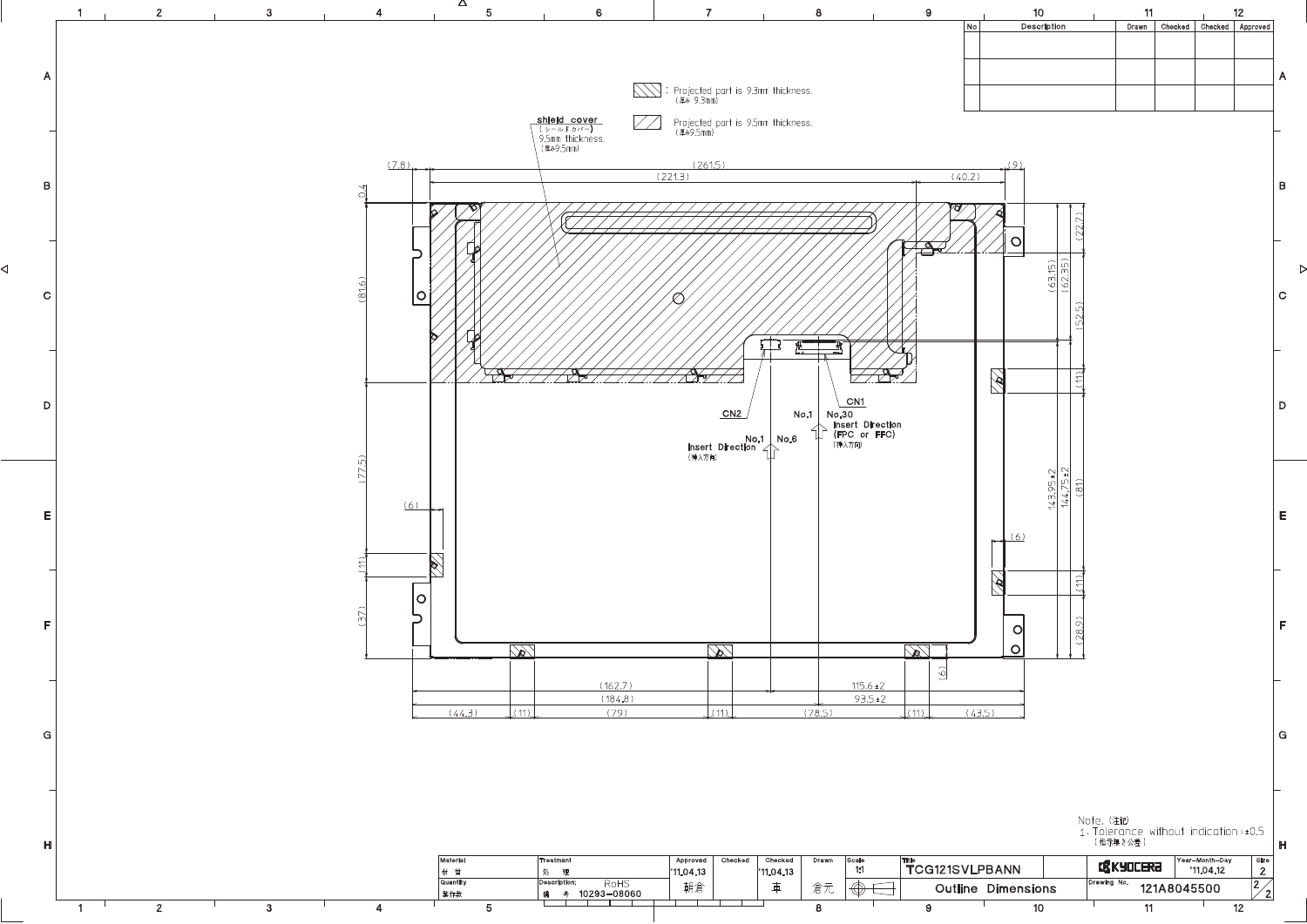| No | Description | Drawn | Checked | Checked | Approved |
|---|---|---|---|---|---|
| | | | | | |
| | | | | | |
| | | | | | |

: Projected part is 9.3mm thickness. (厚み 9.3mm)

: Projected part is 9.5mm thickness. (厚み9.5mm)

**shield cover** (シールドカバー) 9.5mm thickness. (厚み9.5mm)

(7.8) (261.5) (9)

(221.3) (40.2)

0.4

(81.6)

(77.5)

(6)

(11)

(37)

(22.7)

(63.15) (62.35)

(52.5)

(11)

143.95±2 144.75±2 (81)

(6)

(11)

(28.9)

(6)

**CN2**

**CN1**

No.1 No.30
Insert Direction
(FPC or FFC)
(挿入方向)

No.1 No.6
Insert Direction
(挿入方向)

(162.7) 115.6±2

(184.8) 93.5±2

(44.3) (11) (79) (11) (78.5) (11) (43.5)

Note. (注記)
1. Tolerance without indication : ±0.5
(指示無き公差)

| Material 材質 | Treatment 処理 | Approved | Checked | Checked | Drawn | Scale | Title | | Year-Month-Day | Size |
|---|---|---|---|---|---|---|---|---|---|---|
| | | '11.04.13 | | '11.04.13 | | 1:1 | TCG121SVLPBANN | KYOCERA | '11.04.12 | 2 |
| Quantity 製作数 | Description; RoHS 備考 10293-08060 | 朝倉 | | 車 | 倉元 | | Outline Dimensions | Drawing No. 121A8045500 | | 2/2 |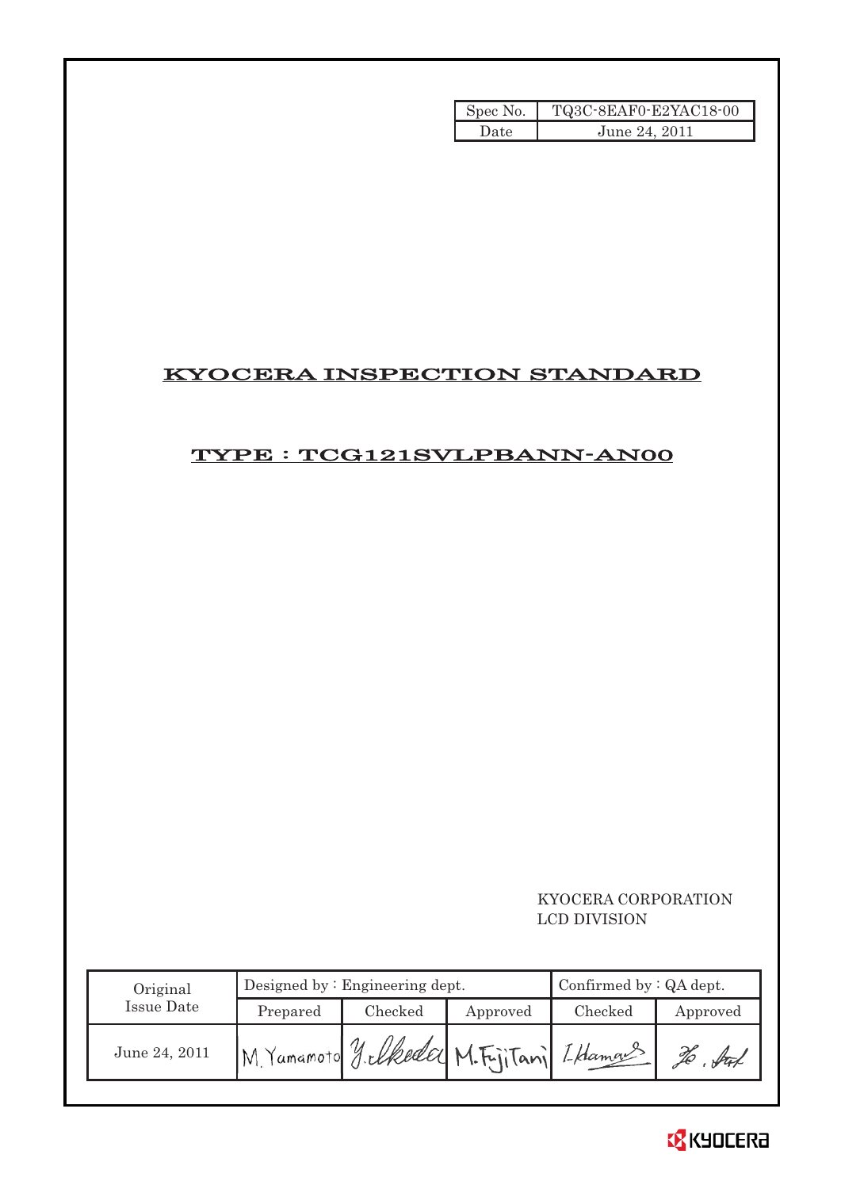| Spec No. | TQ3C-8EAF0-E2YAC18-00 |
| --- | --- |
| Date | June 24, 2011 |

# KYOCERA INSPECTION STANDARD

## TYPE : TCG121SVLPBANN-AN00

KYOCERA CORPORATION
LCD DIVISION

| Original Issue Date | Designed by : Engineering dept. | | | Confirmed by : QA dept. | |
| --- | --- | --- | --- | --- | --- |
| | Prepared | Checked | Approved | Checked | Approved |
| June 24, 2011 | M. Yamamoto | Y. Ikeda | M. Fujitani | I. Hamano | |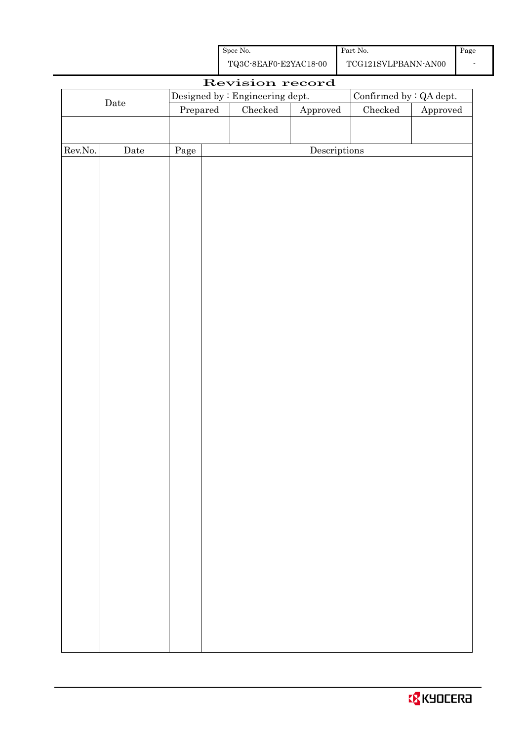| Spec No. | Part No. | Page |
| --- | --- | --- |
| TQ3C-8EAF0-E2YAC18-00 | TCG121SVLPBANN-AN00 | - |

# Revision record

| Date | Designed by : Engineering dept. | | | Confirmed by : QA dept. | |
| --- | --- | --- | --- | --- | --- |
| | Prepared | Checked | Approved | Checked | Approved |
| | | | | | |

| Rev.No. | Date | Page | Descriptions |
| --- | --- | --- | --- |
| | | | |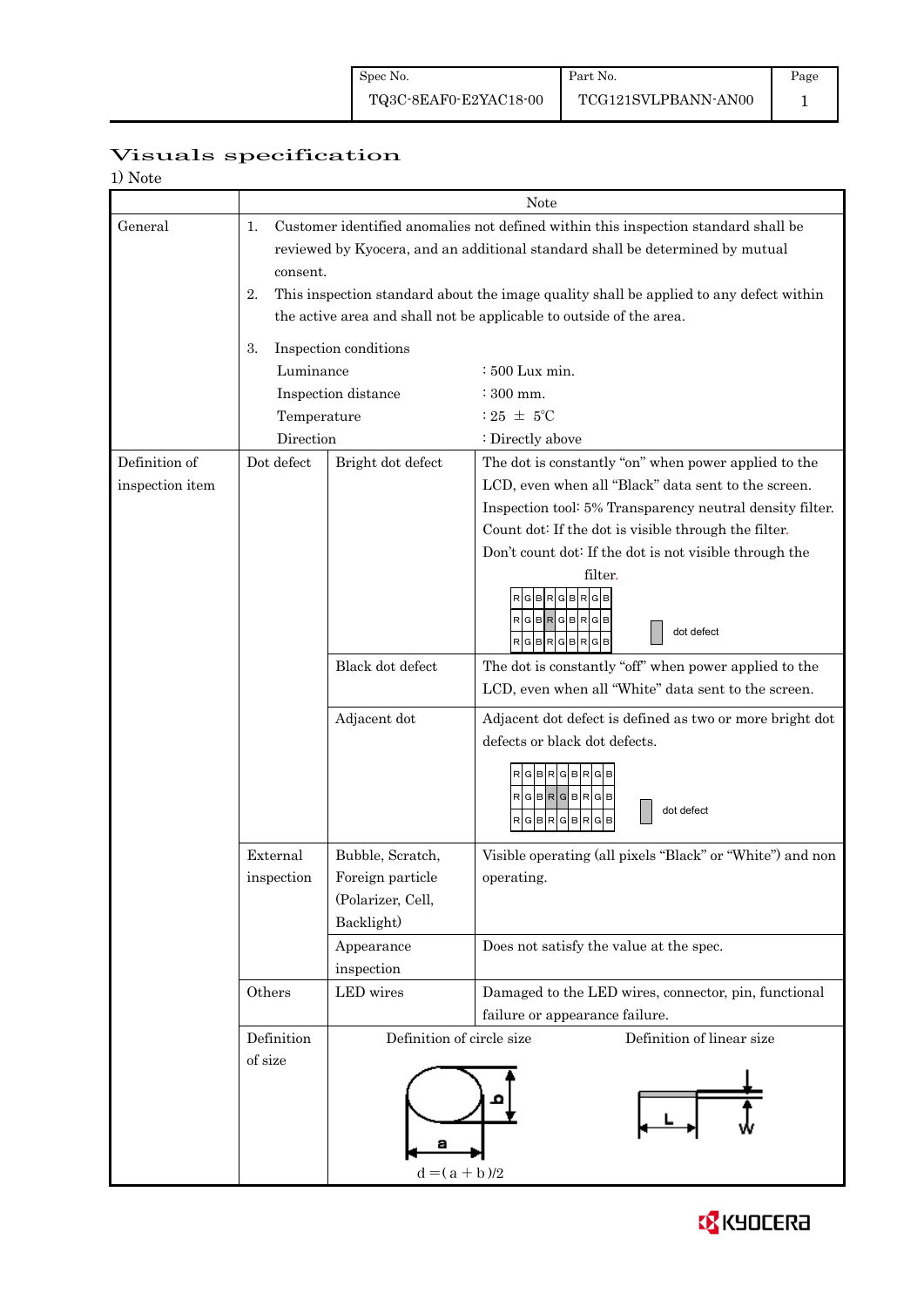# Visuals specification

1) Note

| | | | Note |
|---|---|---|---|
| General | 1. Customer identified anomalies not defined within this inspection standard shall be reviewed by Kyocera, and an additional standard shall be determined by mutual consent.<br>2. This inspection standard about the image quality shall be applied to any defect within the active area and shall not be applicable to outside of the area.<br>3. Inspection conditions<br>Luminance : 500 Lux min.<br>Inspection distance : 300 mm.<br>Temperature : 25 ± 5℃<br>Direction : Directly above | | |
| Definition of inspection item | Dot defect | Bright dot defect | The dot is constantly "on" when power applied to the LCD, even when all "Black" data sent to the screen.<br>Inspection tool: 5% Transparency neutral density filter.<br>Count dot: If the dot is visible through the filter.<br>Don't count dot: If the dot is not visible through the filter.<br>RGBRGBRGB / RGBRGBRGB / RGBRGBRGB — dot defect |
| | | Black dot defect | The dot is constantly "off" when power applied to the LCD, even when all "White" data sent to the screen. |
| | | Adjacent dot | Adjacent dot defect is defined as two or more bright dot defects or black dot defects.<br>RGBRGBRGB / RGBRGBRGB / RGBRGBRGB — dot defect |
| | External inspection | Bubble, Scratch, Foreign particle (Polarizer, Cell, Backlight) | Visible operating (all pixels "Black" or "White") and non operating. |
| | | Appearance inspection | Does not satisfy the value at the spec. |
| | Others | LED wires | Damaged to the LED wires, connector, pin, functional failure or appearance failure. |
| | Definition of size | Definition of circle size<br>$d = (a + b)/2$ | Definition of linear size<br>L, W |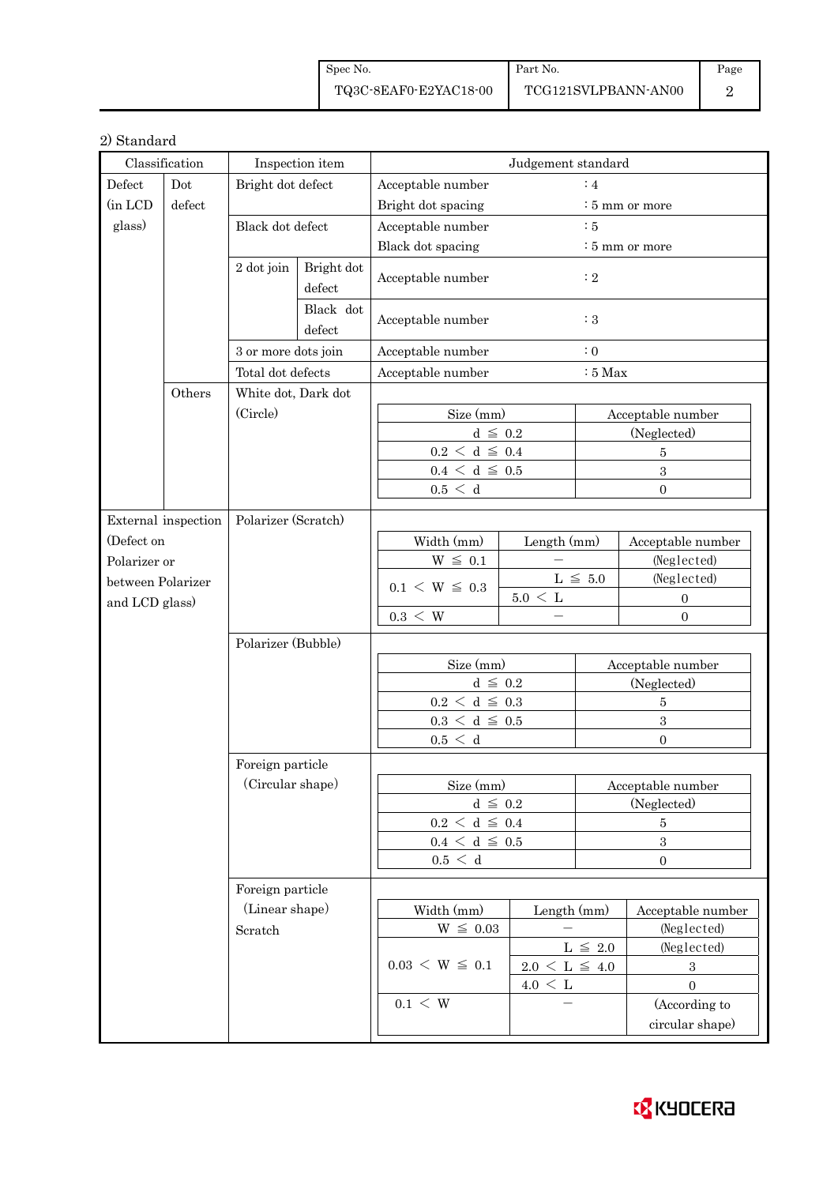2) Standard

| Classification | | Inspection item | | Judgement standard |
|---|---|---|---|---|
| Defect (in LCD glass) | Dot defect | Bright dot defect | | Acceptable number : 4<br>Bright dot spacing : 5 mm or more |
| | | Black dot defect | | Acceptable number : 5<br>Black dot spacing : 5 mm or more |
| | | 2 dot join | Bright dot defect | Acceptable number : 2 |
| | | | Black dot defect | Acceptable number : 3 |
| | | 3 or more dots join | | Acceptable number : 0 |
| | | Total dot defects | | Acceptable number : 5 Max |
| | Others | White dot, Dark dot (Circle) | | See table A |
| External inspection (Defect on Polarizer or between Polarizer and LCD glass) | | Polarizer (Scratch) | | See table B |
| | | Polarizer (Bubble) | | See table C |
| | | Foreign particle (Circular shape) | | See table D |
| | | Foreign particle (Linear shape) Scratch | | See table E |

Table A – White dot, Dark dot (Circle)

| Size (mm) | Acceptable number |
|---|---|
| $d \leqq 0.2$ | (Neglected) |
| $0.2 < d \leqq 0.4$ | 5 |
| $0.4 < d \leqq 0.5$ | 3 |
| $0.5 < d$ | 0 |

Table B – Polarizer (Scratch)

| Width (mm) | Length (mm) | Acceptable number |
|---|---|---|
| $W \leqq 0.1$ | – | (Neglected) |
| $0.1 < W \leqq 0.3$ | $L \leqq 5.0$ | (Neglected) |
| | $5.0 < L$ | 0 |
| $0.3 < W$ | – | 0 |

Table C – Polarizer (Bubble)

| Size (mm) | Acceptable number |
|---|---|
| $d \leqq 0.2$ | (Neglected) |
| $0.2 < d \leqq 0.3$ | 5 |
| $0.3 < d \leqq 0.5$ | 3 |
| $0.5 < d$ | 0 |

Table D – Foreign particle (Circular shape)

| Size (mm) | Acceptable number |
|---|---|
| $d \leqq 0.2$ | (Neglected) |
| $0.2 < d \leqq 0.4$ | 5 |
| $0.4 < d \leqq 0.5$ | 3 |
| $0.5 < d$ | 0 |

Table E – Foreign particle (Linear shape) Scratch

| Width (mm) | Length (mm) | Acceptable number |
|---|---|---|
| $W \leqq 0.03$ | – | (Neglected) |
| $0.03 < W \leqq 0.1$ | $L \leqq 2.0$ | (Neglected) |
| | $2.0 < L \leqq 4.0$ | 3 |
| | $4.0 < L$ | 0 |
| $0.1 < W$ | – | (According to circular shape) |